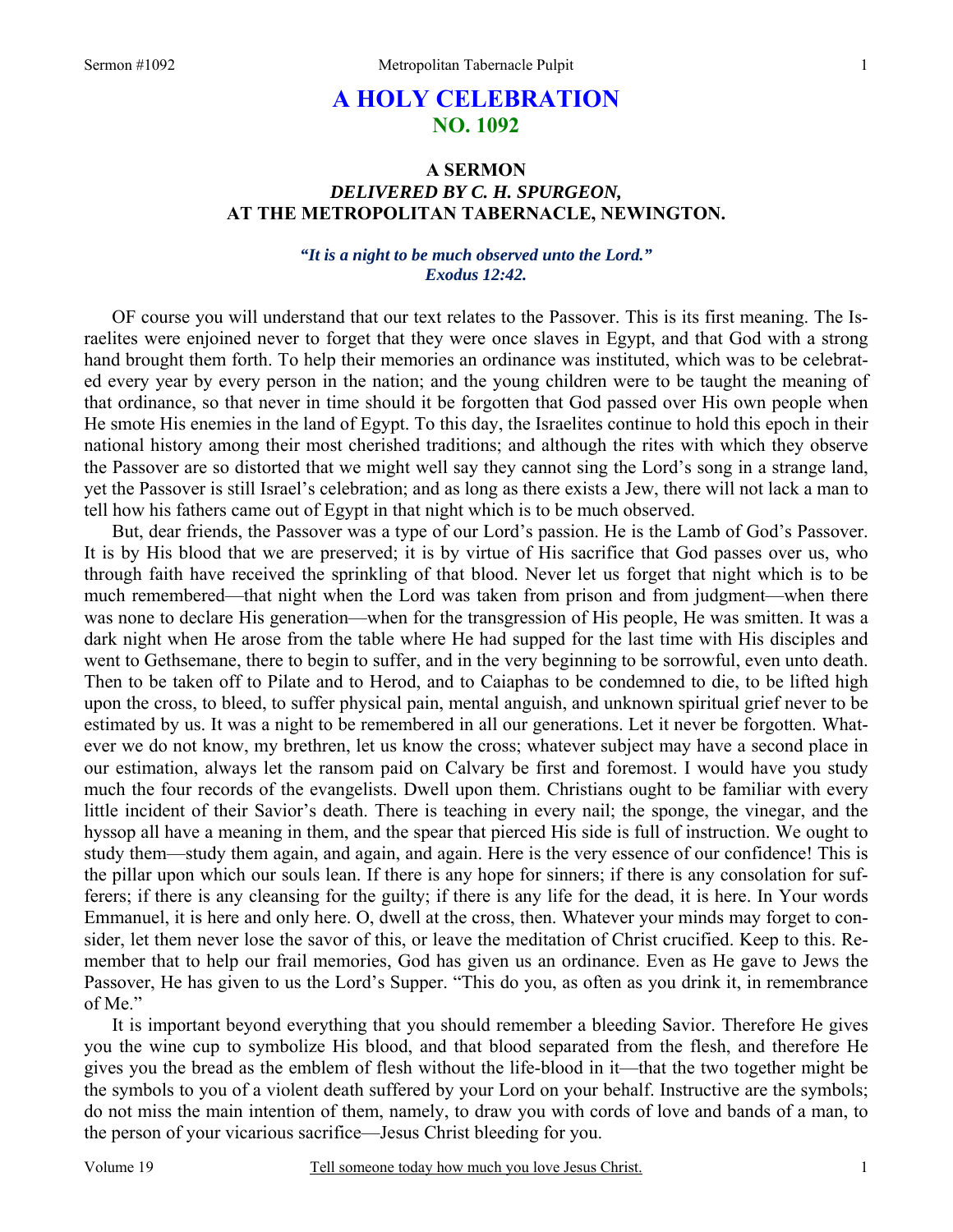# A HOLY CELEBRATION
## NO. 1092

### A SERMON
### *DELIVERED BY C. H. SPURGEON,*
### AT THE METROPOLITAN TABERNACLE, NEWINGTON.

***"It is a night to be much observed unto the Lord." Exodus 12:42.***

OF course you will understand that our text relates to the Passover. This is its first meaning. The Israelites were enjoined never to forget that they were once slaves in Egypt, and that God with a strong hand brought them forth. To help their memories an ordinance was instituted, which was to be celebrated every year by every person in the nation; and the young children were to be taught the meaning of that ordinance, so that never in time should it be forgotten that God passed over His own people when He smote His enemies in the land of Egypt. To this day, the Israelites continue to hold this epoch in their national history among their most cherished traditions; and although the rites with which they observe the Passover are so distorted that we might well say they cannot sing the Lord's song in a strange land, yet the Passover is still Israel's celebration; and as long as there exists a Jew, there will not lack a man to tell how his fathers came out of Egypt in that night which is to be much observed.

But, dear friends, the Passover was a type of our Lord's passion. He is the Lamb of God's Passover. It is by His blood that we are preserved; it is by virtue of His sacrifice that God passes over us, who through faith have received the sprinkling of that blood. Never let us forget that night which is to be much remembered—that night when the Lord was taken from prison and from judgment—when there was none to declare His generation—when for the transgression of His people, He was smitten. It was a dark night when He arose from the table where He had supped for the last time with His disciples and went to Gethsemane, there to begin to suffer, and in the very beginning to be sorrowful, even unto death. Then to be taken off to Pilate and to Herod, and to Caiaphas to be condemned to die, to be lifted high upon the cross, to bleed, to suffer physical pain, mental anguish, and unknown spiritual grief never to be estimated by us. It was a night to be remembered in all our generations. Let it never be forgotten. Whatever we do not know, my brethren, let us know the cross; whatever subject may have a second place in our estimation, always let the ransom paid on Calvary be first and foremost. I would have you study much the four records of the evangelists. Dwell upon them. Christians ought to be familiar with every little incident of their Savior's death. There is teaching in every nail; the sponge, the vinegar, and the hyssop all have a meaning in them, and the spear that pierced His side is full of instruction. We ought to study them—study them again, and again, and again. Here is the very essence of our confidence! This is the pillar upon which our souls lean. If there is any hope for sinners; if there is any consolation for sufferers; if there is any cleansing for the guilty; if there is any life for the dead, it is here. In Your words Emmanuel, it is here and only here. O, dwell at the cross, then. Whatever your minds may forget to consider, let them never lose the savor of this, or leave the meditation of Christ crucified. Keep to this. Remember that to help our frail memories, God has given us an ordinance. Even as He gave to Jews the Passover, He has given to us the Lord's Supper. "This do you, as often as you drink it, in remembrance of Me."

It is important beyond everything that you should remember a bleeding Savior. Therefore He gives you the wine cup to symbolize His blood, and that blood separated from the flesh, and therefore He gives you the bread as the emblem of flesh without the life-blood in it—that the two together might be the symbols to you of a violent death suffered by your Lord on your behalf. Instructive are the symbols; do not miss the main intention of them, namely, to draw you with cords of love and bands of a man, to the person of your vicarious sacrifice—Jesus Christ bleeding for you.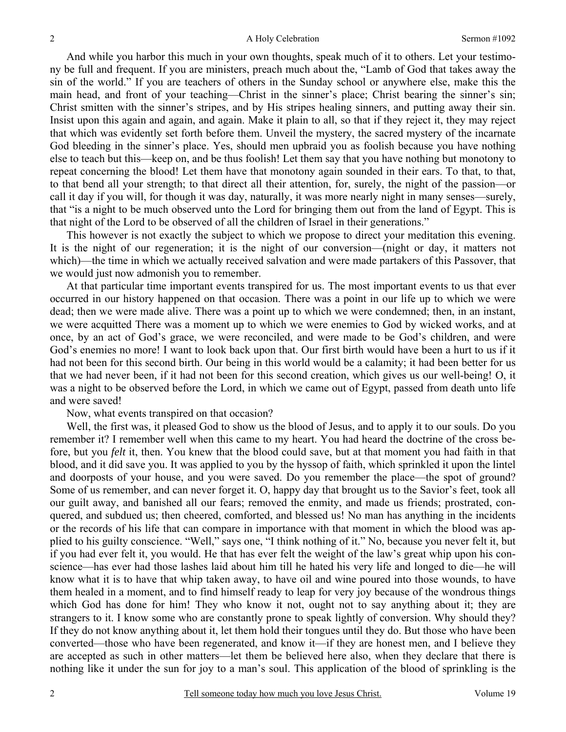And while you harbor this much in your own thoughts, speak much of it to others. Let your testimony be full and frequent. If you are ministers, preach much about the, "Lamb of God that takes away the sin of the world." If you are teachers of others in the Sunday school or anywhere else, make this the main head, and front of your teaching—Christ in the sinner's place; Christ bearing the sinner's sin; Christ smitten with the sinner's stripes, and by His stripes healing sinners, and putting away their sin. Insist upon this again and again, and again. Make it plain to all, so that if they reject it, they may reject that which was evidently set forth before them. Unveil the mystery, the sacred mystery of the incarnate God bleeding in the sinner's place. Yes, should men upbraid you as foolish because you have nothing else to teach but this—keep on, and be thus foolish! Let them say that you have nothing but monotony to repeat concerning the blood! Let them have that monotony again sounded in their ears. To that, to that, to that bend all your strength; to that direct all their attention, for, surely, the night of the passion—or call it day if you will, for though it was day, naturally, it was more nearly night in many senses—surely, that "is a night to be much observed unto the Lord for bringing them out from the land of Egypt. This is that night of the Lord to be observed of all the children of Israel in their generations."

This however is not exactly the subject to which we propose to direct your meditation this evening. It is the night of our regeneration; it is the night of our conversion—(night or day, it matters not which)—the time in which we actually received salvation and were made partakers of this Passover, that we would just now admonish you to remember.

At that particular time important events transpired for us. The most important events to us that ever occurred in our history happened on that occasion. There was a point in our life up to which we were dead; then we were made alive. There was a point up to which we were condemned; then, in an instant, we were acquitted There was a moment up to which we were enemies to God by wicked works, and at once, by an act of God's grace, we were reconciled, and were made to be God's children, and were God's enemies no more! I want to look back upon that. Our first birth would have been a hurt to us if it had not been for this second birth. Our being in this world would be a calamity; it had been better for us that we had never been, if it had not been for this second creation, which gives us our well-being! O, it was a night to be observed before the Lord, in which we came out of Egypt, passed from death unto life and were saved!

Now, what events transpired on that occasion?

Well, the first was, it pleased God to show us the blood of Jesus, and to apply it to our souls. Do you remember it? I remember well when this came to my heart. You had heard the doctrine of the cross before, but you *felt* it, then. You knew that the blood could save, but at that moment you had faith in that blood, and it did save you. It was applied to you by the hyssop of faith, which sprinkled it upon the lintel and doorposts of your house, and you were saved. Do you remember the place—the spot of ground? Some of us remember, and can never forget it. O, happy day that brought us to the Savior's feet, took all our guilt away, and banished all our fears; removed the enmity, and made us friends; prostrated, conquered, and subdued us; then cheered, comforted, and blessed us! No man has anything in the incidents or the records of his life that can compare in importance with that moment in which the blood was applied to his guilty conscience. "Well," says one, "I think nothing of it." No, because you never felt it, but if you had ever felt it, you would. He that has ever felt the weight of the law's great whip upon his conscience—has ever had those lashes laid about him till he hated his very life and longed to die—he will know what it is to have that whip taken away, to have oil and wine poured into those wounds, to have them healed in a moment, and to find himself ready to leap for very joy because of the wondrous things which God has done for him! They who know it not, ought not to say anything about it; they are strangers to it. I know some who are constantly prone to speak lightly of conversion. Why should they? If they do not know anything about it, let them hold their tongues until they do. But those who have been converted—those who have been regenerated, and know it—if they are honest men, and I believe they are accepted as such in other matters—let them be believed here also, when they declare that there is nothing like it under the sun for joy to a man's soul. This application of the blood of sprinkling is the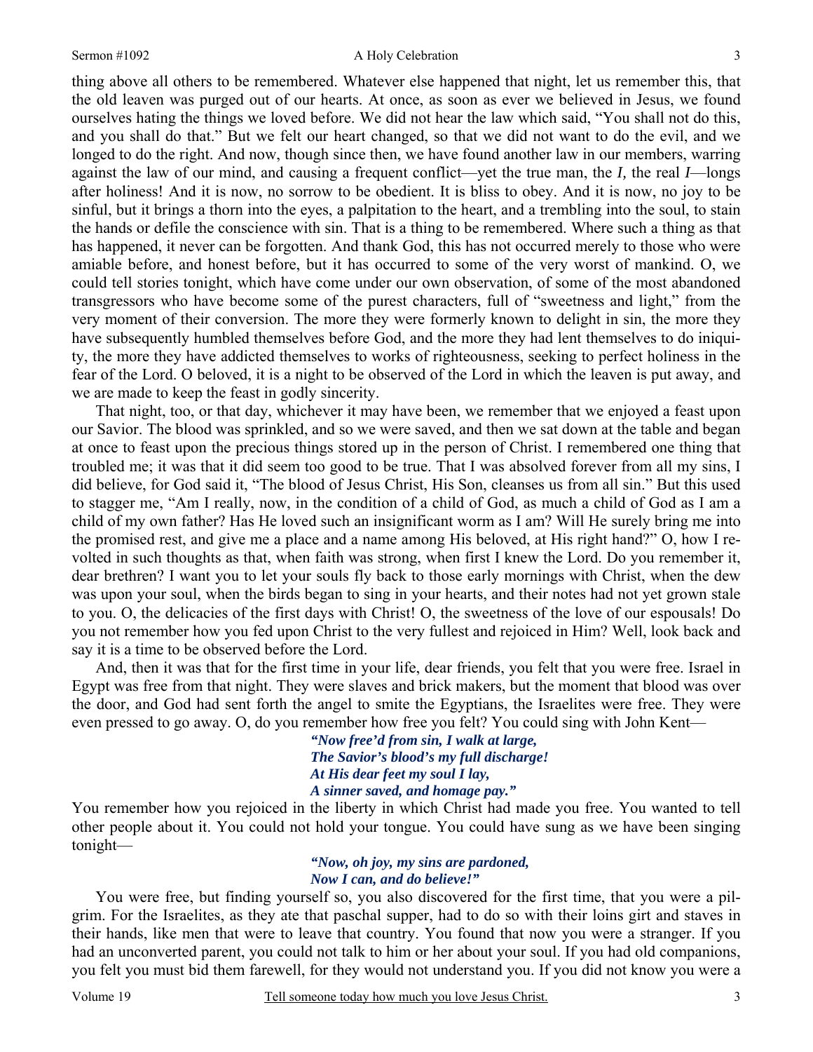thing above all others to be remembered. Whatever else happened that night, let us remember this, that the old leaven was purged out of our hearts. At once, as soon as ever we believed in Jesus, we found ourselves hating the things we loved before. We did not hear the law which said, "You shall not do this, and you shall do that." But we felt our heart changed, so that we did not want to do the evil, and we longed to do the right. And now, though since then, we have found another law in our members, warring against the law of our mind, and causing a frequent conflict—yet the true man, the *I,* the real *I*—longs after holiness! And it is now, no sorrow to be obedient. It is bliss to obey. And it is now, no joy to be sinful, but it brings a thorn into the eyes, a palpitation to the heart, and a trembling into the soul, to stain the hands or defile the conscience with sin. That is a thing to be remembered. Where such a thing as that has happened, it never can be forgotten. And thank God, this has not occurred merely to those who were amiable before, and honest before, but it has occurred to some of the very worst of mankind. O, we could tell stories tonight, which have come under our own observation, of some of the most abandoned transgressors who have become some of the purest characters, full of "sweetness and light," from the very moment of their conversion. The more they were formerly known to delight in sin, the more they have subsequently humbled themselves before God, and the more they had lent themselves to do iniquity, the more they have addicted themselves to works of righteousness, seeking to perfect holiness in the fear of the Lord. O beloved, it is a night to be observed of the Lord in which the leaven is put away, and we are made to keep the feast in godly sincerity.

That night, too, or that day, whichever it may have been, we remember that we enjoyed a feast upon our Savior. The blood was sprinkled, and so we were saved, and then we sat down at the table and began at once to feast upon the precious things stored up in the person of Christ. I remembered one thing that troubled me; it was that it did seem too good to be true. That I was absolved forever from all my sins, I did believe, for God said it, "The blood of Jesus Christ, His Son, cleanses us from all sin." But this used to stagger me, "Am I really, now, in the condition of a child of God, as much a child of God as I am a child of my own father? Has He loved such an insignificant worm as I am? Will He surely bring me into the promised rest, and give me a place and a name among His beloved, at His right hand?" O, how I revolted in such thoughts as that, when faith was strong, when first I knew the Lord. Do you remember it, dear brethren? I want you to let your souls fly back to those early mornings with Christ, when the dew was upon your soul, when the birds began to sing in your hearts, and their notes had not yet grown stale to you. O, the delicacies of the first days with Christ! O, the sweetness of the love of our espousals! Do you not remember how you fed upon Christ to the very fullest and rejoiced in Him? Well, look back and say it is a time to be observed before the Lord.

And, then it was that for the first time in your life, dear friends, you felt that you were free. Israel in Egypt was free from that night. They were slaves and brick makers, but the moment that blood was over the door, and God had sent forth the angel to smite the Egyptians, the Israelites were free. They were even pressed to go away. O, do you remember how free you felt? You could sing with John Kent—

> ***"Now free'd from sin, I walk at large,***
> ***The Savior's blood's my full discharge!***
> ***At His dear feet my soul I lay,***
> ***A sinner saved, and homage pay."***

You remember how you rejoiced in the liberty in which Christ had made you free. You wanted to tell other people about it. You could not hold your tongue. You could have sung as we have been singing tonight—

> ***"Now, oh joy, my sins are pardoned,***
> ***Now I can, and do believe!"***

You were free, but finding yourself so, you also discovered for the first time, that you were a pilgrim. For the Israelites, as they ate that paschal supper, had to do so with their loins girt and staves in their hands, like men that were to leave that country. You found that now you were a stranger. If you had an unconverted parent, you could not talk to him or her about your soul. If you had old companions, you felt you must bid them farewell, for they would not understand you. If you did not know you were a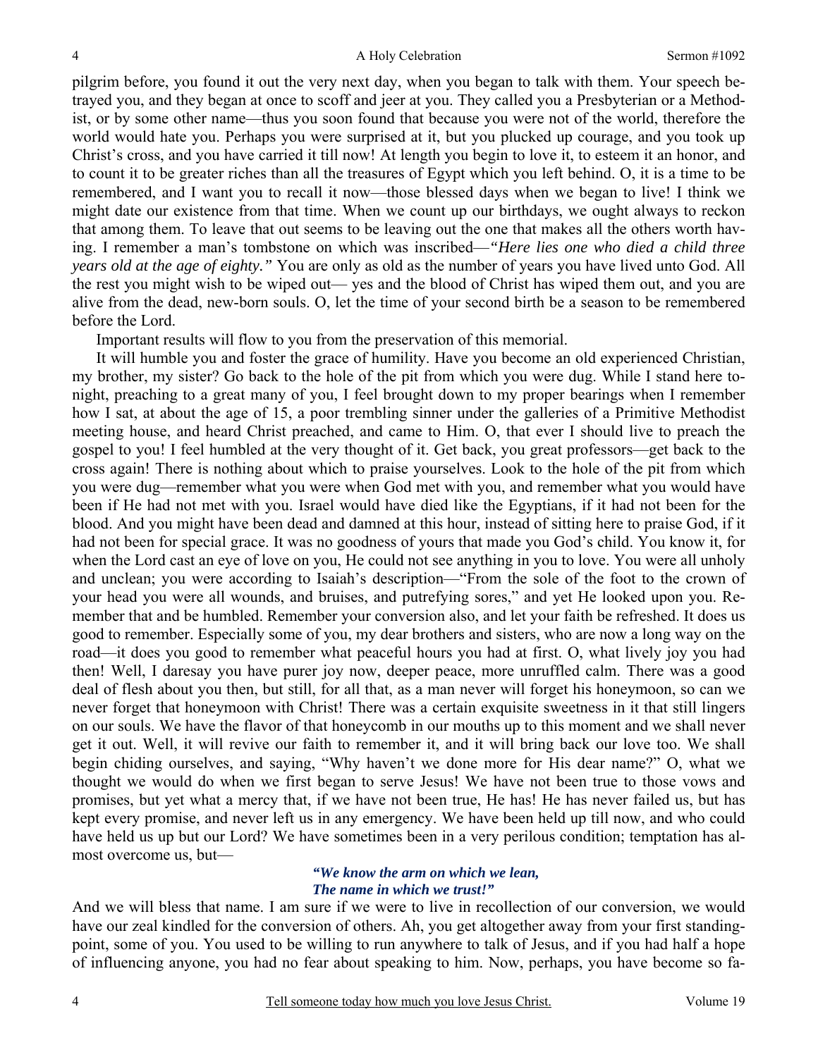pilgrim before, you found it out the very next day, when you began to talk with them. Your speech betrayed you, and they began at once to scoff and jeer at you. They called you a Presbyterian or a Methodist, or by some other name—thus you soon found that because you were not of the world, therefore the world would hate you. Perhaps you were surprised at it, but you plucked up courage, and you took up Christ's cross, and you have carried it till now! At length you begin to love it, to esteem it an honor, and to count it to be greater riches than all the treasures of Egypt which you left behind. O, it is a time to be remembered, and I want you to recall it now—those blessed days when we began to live! I think we might date our existence from that time. When we count up our birthdays, we ought always to reckon that among them. To leave that out seems to be leaving out the one that makes all the others worth having. I remember a man's tombstone on which was inscribed—*"Here lies one who died a child three years old at the age of eighty."* You are only as old as the number of years you have lived unto God. All the rest you might wish to be wiped out— yes and the blood of Christ has wiped them out, and you are alive from the dead, new-born souls. O, let the time of your second birth be a season to be remembered before the Lord.

Important results will flow to you from the preservation of this memorial.

It will humble you and foster the grace of humility. Have you become an old experienced Christian, my brother, my sister? Go back to the hole of the pit from which you were dug. While I stand here tonight, preaching to a great many of you, I feel brought down to my proper bearings when I remember how I sat, at about the age of 15, a poor trembling sinner under the galleries of a Primitive Methodist meeting house, and heard Christ preached, and came to Him. O, that ever I should live to preach the gospel to you! I feel humbled at the very thought of it. Get back, you great professors—get back to the cross again! There is nothing about which to praise yourselves. Look to the hole of the pit from which you were dug—remember what you were when God met with you, and remember what you would have been if He had not met with you. Israel would have died like the Egyptians, if it had not been for the blood. And you might have been dead and damned at this hour, instead of sitting here to praise God, if it had not been for special grace. It was no goodness of yours that made you God's child. You know it, for when the Lord cast an eye of love on you, He could not see anything in you to love. You were all unholy and unclean; you were according to Isaiah's description—"From the sole of the foot to the crown of your head you were all wounds, and bruises, and putrefying sores," and yet He looked upon you. Remember that and be humbled. Remember your conversion also, and let your faith be refreshed. It does us good to remember. Especially some of you, my dear brothers and sisters, who are now a long way on the road—it does you good to remember what peaceful hours you had at first. O, what lively joy you had then! Well, I daresay you have purer joy now, deeper peace, more unruffled calm. There was a good deal of flesh about you then, but still, for all that, as a man never will forget his honeymoon, so can we never forget that honeymoon with Christ! There was a certain exquisite sweetness in it that still lingers on our souls. We have the flavor of that honeycomb in our mouths up to this moment and we shall never get it out. Well, it will revive our faith to remember it, and it will bring back our love too. We shall begin chiding ourselves, and saying, "Why haven't we done more for His dear name?" O, what we thought we would do when we first began to serve Jesus! We have not been true to those vows and promises, but yet what a mercy that, if we have not been true, He has! He has never failed us, but has kept every promise, and never left us in any emergency. We have been held up till now, and who could have held us up but our Lord? We have sometimes been in a very perilous condition; temptation has almost overcome us, but—

> ***"We know the arm on which we lean,***
> ***The name in which we trust!"***

And we will bless that name. I am sure if we were to live in recollection of our conversion, we would have our zeal kindled for the conversion of others. Ah, you get altogether away from your first standing-point, some of you. You used to be willing to run anywhere to talk of Jesus, and if you had half a hope of influencing anyone, you had no fear about speaking to him. Now, perhaps, you have become so fa-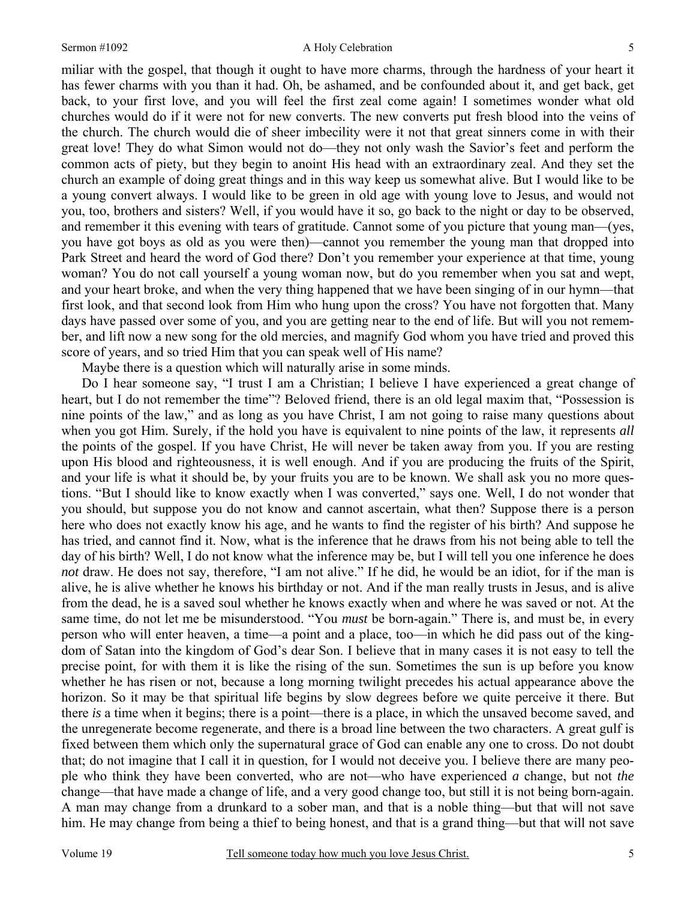miliar with the gospel, that though it ought to have more charms, through the hardness of your heart it has fewer charms with you than it had. Oh, be ashamed, and be confounded about it, and get back, get back, to your first love, and you will feel the first zeal come again! I sometimes wonder what old churches would do if it were not for new converts. The new converts put fresh blood into the veins of the church. The church would die of sheer imbecility were it not that great sinners come in with their great love! They do what Simon would not do—they not only wash the Savior's feet and perform the common acts of piety, but they begin to anoint His head with an extraordinary zeal. And they set the church an example of doing great things and in this way keep us somewhat alive. But I would like to be a young convert always. I would like to be green in old age with young love to Jesus, and would not you, too, brothers and sisters? Well, if you would have it so, go back to the night or day to be observed, and remember it this evening with tears of gratitude. Cannot some of you picture that young man—(yes, you have got boys as old as you were then)—cannot you remember the young man that dropped into Park Street and heard the word of God there? Don't you remember your experience at that time, young woman? You do not call yourself a young woman now, but do you remember when you sat and wept, and your heart broke, and when the very thing happened that we have been singing of in our hymn—that first look, and that second look from Him who hung upon the cross? You have not forgotten that. Many days have passed over some of you, and you are getting near to the end of life. But will you not remember, and lift now a new song for the old mercies, and magnify God whom you have tried and proved this score of years, and so tried Him that you can speak well of His name?

Maybe there is a question which will naturally arise in some minds.

Do I hear someone say, "I trust I am a Christian; I believe I have experienced a great change of heart, but I do not remember the time"? Beloved friend, there is an old legal maxim that, "Possession is nine points of the law," and as long as you have Christ, I am not going to raise many questions about when you got Him. Surely, if the hold you have is equivalent to nine points of the law, it represents *all* the points of the gospel. If you have Christ, He will never be taken away from you. If you are resting upon His blood and righteousness, it is well enough. And if you are producing the fruits of the Spirit, and your life is what it should be, by your fruits you are to be known. We shall ask you no more questions. "But I should like to know exactly when I was converted," says one. Well, I do not wonder that you should, but suppose you do not know and cannot ascertain, what then? Suppose there is a person here who does not exactly know his age, and he wants to find the register of his birth? And suppose he has tried, and cannot find it. Now, what is the inference that he draws from his not being able to tell the day of his birth? Well, I do not know what the inference may be, but I will tell you one inference he does *not* draw. He does not say, therefore, "I am not alive." If he did, he would be an idiot, for if the man is alive, he is alive whether he knows his birthday or not. And if the man really trusts in Jesus, and is alive from the dead, he is a saved soul whether he knows exactly when and where he was saved or not. At the same time, do not let me be misunderstood. "You *must* be born-again." There is, and must be, in every person who will enter heaven, a time—a point and a place, too—in which he did pass out of the kingdom of Satan into the kingdom of God's dear Son. I believe that in many cases it is not easy to tell the precise point, for with them it is like the rising of the sun. Sometimes the sun is up before you know whether he has risen or not, because a long morning twilight precedes his actual appearance above the horizon. So it may be that spiritual life begins by slow degrees before we quite perceive it there. But there *is* a time when it begins; there is a point—there is a place, in which the unsaved become saved, and the unregenerate become regenerate, and there is a broad line between the two characters. A great gulf is fixed between them which only the supernatural grace of God can enable any one to cross. Do not doubt that; do not imagine that I call it in question, for I would not deceive you. I believe there are many people who think they have been converted, who are not—who have experienced *a* change, but not *the* change—that have made a change of life, and a very good change too, but still it is not being born-again. A man may change from a drunkard to a sober man, and that is a noble thing—but that will not save him. He may change from being a thief to being honest, and that is a grand thing—but that will not save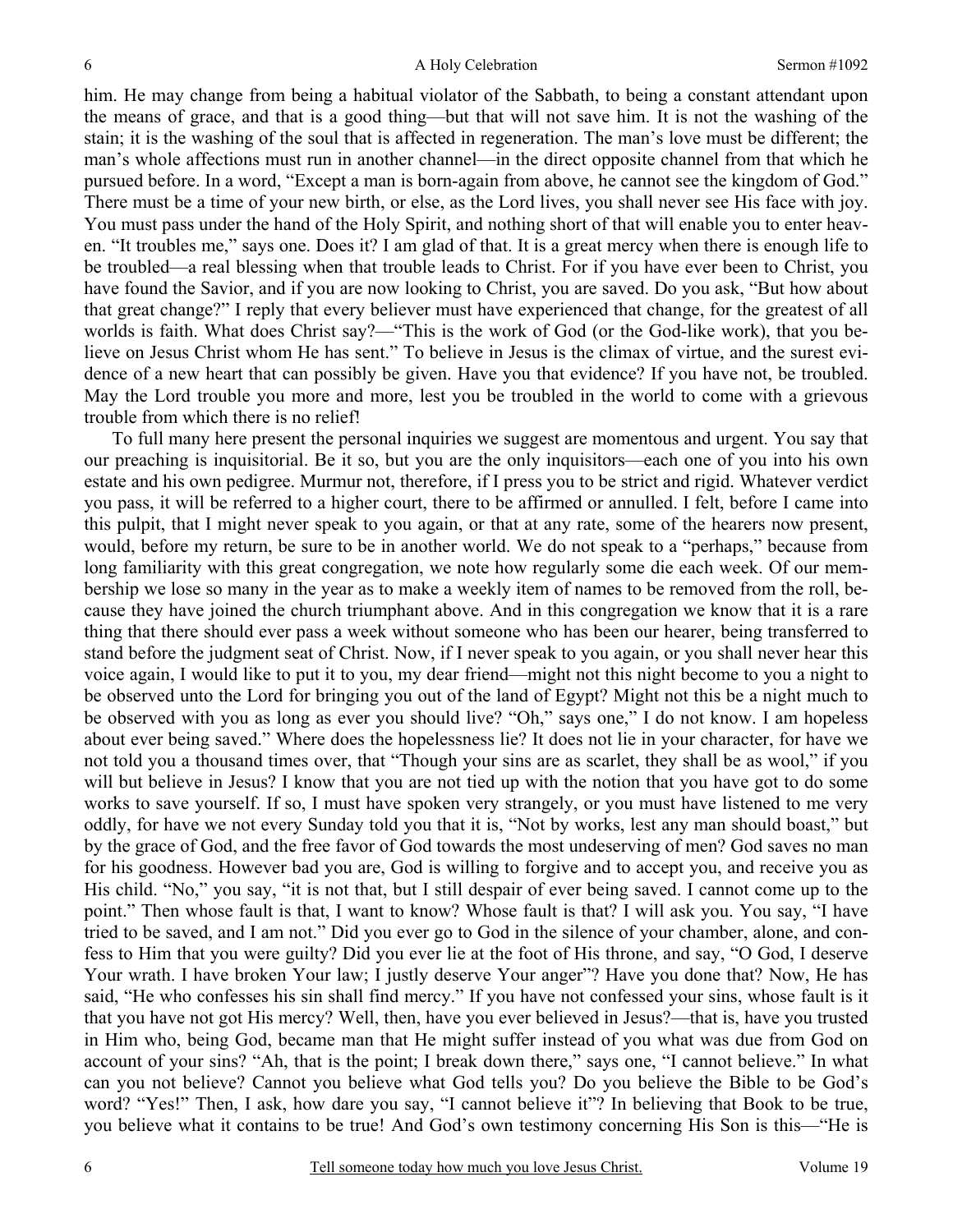him. He may change from being a habitual violator of the Sabbath, to being a constant attendant upon the means of grace, and that is a good thing—but that will not save him. It is not the washing of the stain; it is the washing of the soul that is affected in regeneration. The man's love must be different; the man's whole affections must run in another channel—in the direct opposite channel from that which he pursued before. In a word, "Except a man is born-again from above, he cannot see the kingdom of God." There must be a time of your new birth, or else, as the Lord lives, you shall never see His face with joy. You must pass under the hand of the Holy Spirit, and nothing short of that will enable you to enter heaven. "It troubles me," says one. Does it? I am glad of that. It is a great mercy when there is enough life to be troubled—a real blessing when that trouble leads to Christ. For if you have ever been to Christ, you have found the Savior, and if you are now looking to Christ, you are saved. Do you ask, "But how about that great change?" I reply that every believer must have experienced that change, for the greatest of all worlds is faith. What does Christ say?—"This is the work of God (or the God-like work), that you believe on Jesus Christ whom He has sent." To believe in Jesus is the climax of virtue, and the surest evidence of a new heart that can possibly be given. Have you that evidence? If you have not, be troubled. May the Lord trouble you more and more, lest you be troubled in the world to come with a grievous trouble from which there is no relief!

To full many here present the personal inquiries we suggest are momentous and urgent. You say that our preaching is inquisitorial. Be it so, but you are the only inquisitors—each one of you into his own estate and his own pedigree. Murmur not, therefore, if I press you to be strict and rigid. Whatever verdict you pass, it will be referred to a higher court, there to be affirmed or annulled. I felt, before I came into this pulpit, that I might never speak to you again, or that at any rate, some of the hearers now present, would, before my return, be sure to be in another world. We do not speak to a "perhaps," because from long familiarity with this great congregation, we note how regularly some die each week. Of our membership we lose so many in the year as to make a weekly item of names to be removed from the roll, because they have joined the church triumphant above. And in this congregation we know that it is a rare thing that there should ever pass a week without someone who has been our hearer, being transferred to stand before the judgment seat of Christ. Now, if I never speak to you again, or you shall never hear this voice again, I would like to put it to you, my dear friend—might not this night become to you a night to be observed unto the Lord for bringing you out of the land of Egypt? Might not this be a night much to be observed with you as long as ever you should live? "Oh," says one," I do not know. I am hopeless about ever being saved." Where does the hopelessness lie? It does not lie in your character, for have we not told you a thousand times over, that "Though your sins are as scarlet, they shall be as wool," if you will but believe in Jesus? I know that you are not tied up with the notion that you have got to do some works to save yourself. If so, I must have spoken very strangely, or you must have listened to me very oddly, for have we not every Sunday told you that it is, "Not by works, lest any man should boast," but by the grace of God, and the free favor of God towards the most undeserving of men? God saves no man for his goodness. However bad you are, God is willing to forgive and to accept you, and receive you as His child. "No," you say, "it is not that, but I still despair of ever being saved. I cannot come up to the point." Then whose fault is that, I want to know? Whose fault is that? I will ask you. You say, "I have tried to be saved, and I am not." Did you ever go to God in the silence of your chamber, alone, and confess to Him that you were guilty? Did you ever lie at the foot of His throne, and say, "O God, I deserve Your wrath. I have broken Your law; I justly deserve Your anger"? Have you done that? Now, He has said, "He who confesses his sin shall find mercy." If you have not confessed your sins, whose fault is it that you have not got His mercy? Well, then, have you ever believed in Jesus?—that is, have you trusted in Him who, being God, became man that He might suffer instead of you what was due from God on account of your sins? "Ah, that is the point; I break down there," says one, "I cannot believe." In what can you not believe? Cannot you believe what God tells you? Do you believe the Bible to be God's word? "Yes!" Then, I ask, how dare you say, "I cannot believe it"? In believing that Book to be true, you believe what it contains to be true! And God's own testimony concerning His Son is this—"He is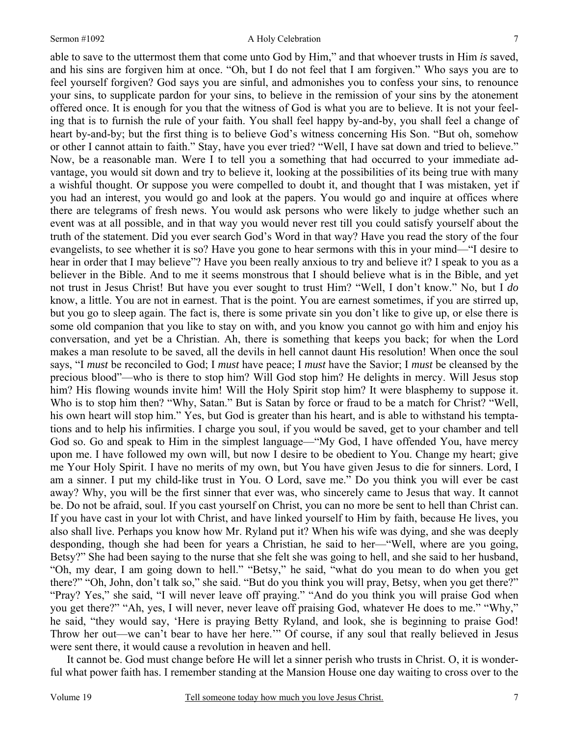able to save to the uttermost them that come unto God by Him," and that whoever trusts in Him *is* saved, and his sins are forgiven him at once. "Oh, but I do not feel that I am forgiven." Who says you are to feel yourself forgiven? God says you are sinful, and admonishes you to confess your sins, to renounce your sins, to supplicate pardon for your sins, to believe in the remission of your sins by the atonement offered once. It is enough for you that the witness of God is what you are to believe. It is not your feeling that is to furnish the rule of your faith. You shall feel happy by-and-by, you shall feel a change of heart by-and-by; but the first thing is to believe God's witness concerning His Son. "But oh, somehow or other I cannot attain to faith." Stay, have you ever tried? "Well, I have sat down and tried to believe." Now, be a reasonable man. Were I to tell you a something that had occurred to your immediate advantage, you would sit down and try to believe it, looking at the possibilities of its being true with many a wishful thought. Or suppose you were compelled to doubt it, and thought that I was mistaken, yet if you had an interest, you would go and look at the papers. You would go and inquire at offices where there are telegrams of fresh news. You would ask persons who were likely to judge whether such an event was at all possible, and in that way you would never rest till you could satisfy yourself about the truth of the statement. Did you ever search God's Word in that way? Have you read the story of the four evangelists, to see whether it is so? Have you gone to hear sermons with this in your mind—"I desire to hear in order that I may believe"? Have you been really anxious to try and believe it? I speak to you as a believer in the Bible. And to me it seems monstrous that I should believe what is in the Bible, and yet not trust in Jesus Christ! But have you ever sought to trust Him? "Well, I don't know." No, but I *do* know, a little. You are not in earnest. That is the point. You are earnest sometimes, if you are stirred up, but you go to sleep again. The fact is, there is some private sin you don't like to give up, or else there is some old companion that you like to stay on with, and you know you cannot go with him and enjoy his conversation, and yet be a Christian. Ah, there is something that keeps you back; for when the Lord makes a man resolute to be saved, all the devils in hell cannot daunt His resolution! When once the soul says, "I *must* be reconciled to God; I *must* have peace; I *must* have the Savior; I *must* be cleansed by the precious blood"—who is there to stop him? Will God stop him? He delights in mercy. Will Jesus stop him? His flowing wounds invite him! Will the Holy Spirit stop him? It were blasphemy to suppose it. Who is to stop him then? "Why, Satan." But is Satan by force or fraud to be a match for Christ? "Well, his own heart will stop him." Yes, but God is greater than his heart, and is able to withstand his temptations and to help his infirmities. I charge you soul, if you would be saved, get to your chamber and tell God so. Go and speak to Him in the simplest language—"My God, I have offended You, have mercy upon me. I have followed my own will, but now I desire to be obedient to You. Change my heart; give me Your Holy Spirit. I have no merits of my own, but You have given Jesus to die for sinners. Lord, I am a sinner. I put my child-like trust in You. O Lord, save me." Do you think you will ever be cast away? Why, you will be the first sinner that ever was, who sincerely came to Jesus that way. It cannot be. Do not be afraid, soul. If you cast yourself on Christ, you can no more be sent to hell than Christ can. If you have cast in your lot with Christ, and have linked yourself to Him by faith, because He lives, you also shall live. Perhaps you know how Mr. Ryland put it? When his wife was dying, and she was deeply desponding, though she had been for years a Christian, he said to her—"Well, where are you going, Betsy?" She had been saying to the nurse that she felt she was going to hell, and she said to her husband, "Oh, my dear, I am going down to hell." "Betsy," he said, "what do you mean to do when you get there?" "Oh, John, don't talk so," she said. "But do you think you will pray, Betsy, when you get there?" "Pray? Yes," she said, "I will never leave off praying." "And do you think you will praise God when you get there?" "Ah, yes, I will never, never leave off praising God, whatever He does to me." "Why," he said, "they would say, 'Here is praying Betty Ryland, and look, she is beginning to praise God! Throw her out—we can't bear to have her here.'" Of course, if any soul that really believed in Jesus were sent there, it would cause a revolution in heaven and hell.

It cannot be. God must change before He will let a sinner perish who trusts in Christ. O, it is wonderful what power faith has. I remember standing at the Mansion House one day waiting to cross over to the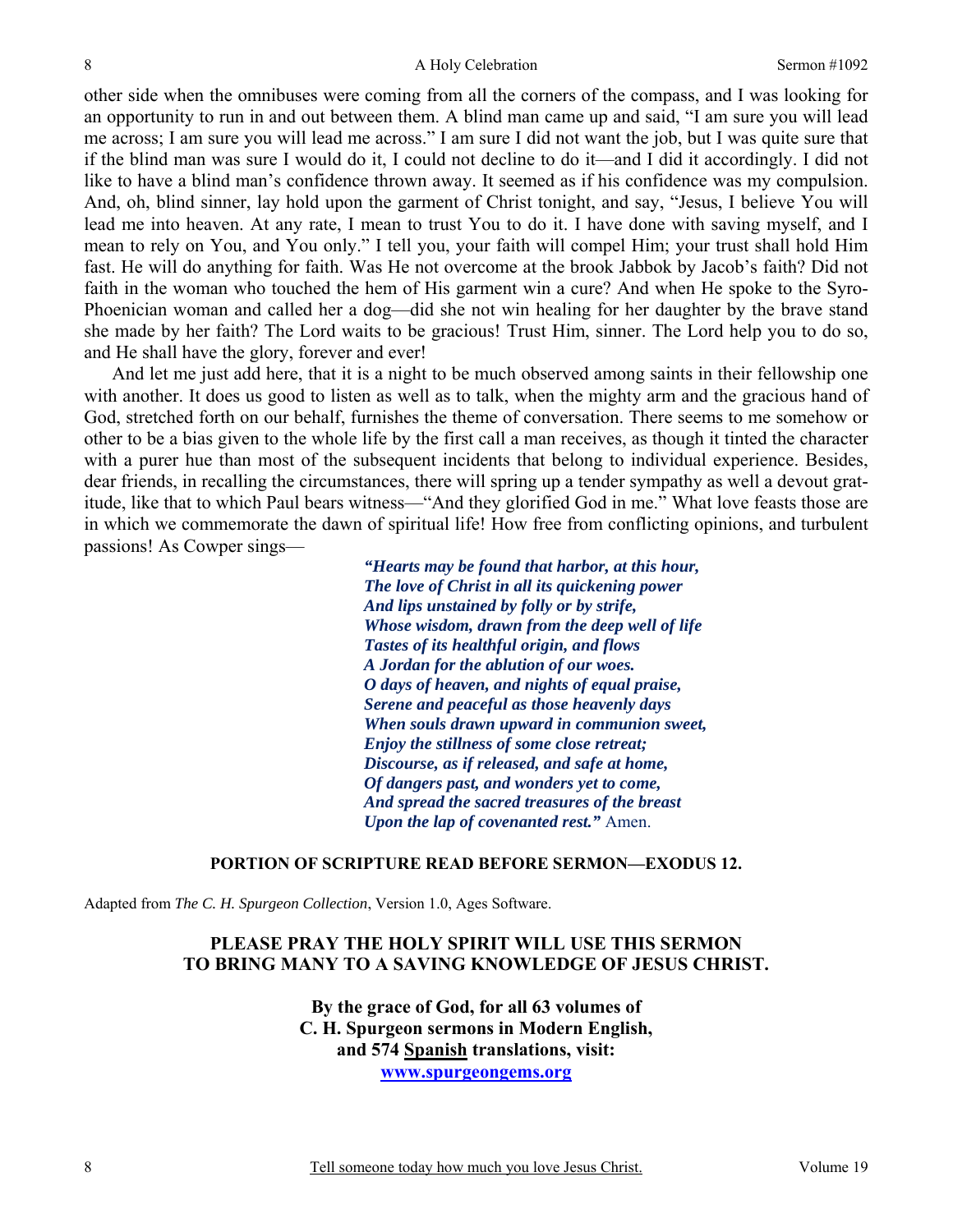other side when the omnibuses were coming from all the corners of the compass, and I was looking for an opportunity to run in and out between them. A blind man came up and said, "I am sure you will lead me across; I am sure you will lead me across." I am sure I did not want the job, but I was quite sure that if the blind man was sure I would do it, I could not decline to do it—and I did it accordingly. I did not like to have a blind man's confidence thrown away. It seemed as if his confidence was my compulsion. And, oh, blind sinner, lay hold upon the garment of Christ tonight, and say, "Jesus, I believe You will lead me into heaven. At any rate, I mean to trust You to do it. I have done with saving myself, and I mean to rely on You, and You only." I tell you, your faith will compel Him; your trust shall hold Him fast. He will do anything for faith. Was He not overcome at the brook Jabbok by Jacob's faith? Did not faith in the woman who touched the hem of His garment win a cure? And when He spoke to the Syro-Phoenician woman and called her a dog—did she not win healing for her daughter by the brave stand she made by her faith? The Lord waits to be gracious! Trust Him, sinner. The Lord help you to do so, and He shall have the glory, forever and ever!

And let me just add here, that it is a night to be much observed among saints in their fellowship one with another. It does us good to listen as well as to talk, when the mighty arm and the gracious hand of God, stretched forth on our behalf, furnishes the theme of conversation. There seems to me somehow or other to be a bias given to the whole life by the first call a man receives, as though it tinted the character with a purer hue than most of the subsequent incidents that belong to individual experience. Besides, dear friends, in recalling the circumstances, there will spring up a tender sympathy as well a devout gratitude, like that to which Paul bears witness—"And they glorified God in me." What love feasts those are in which we commemorate the dawn of spiritual life! How free from conflicting opinions, and turbulent passions! As Cowper sings—

> ***"Hearts may be found that harbor, at this hour,***
> ***The love of Christ in all its quickening power***
> ***And lips unstained by folly or by strife,***
> ***Whose wisdom, drawn from the deep well of life***
> ***Tastes of its healthful origin, and flows***
> ***A Jordan for the ablution of our woes.***
> ***O days of heaven, and nights of equal praise,***
> ***Serene and peaceful as those heavenly days***
> ***When souls drawn upward in communion sweet,***
> ***Enjoy the stillness of some close retreat;***
> ***Discourse, as if released, and safe at home,***
> ***Of dangers past, and wonders yet to come,***
> ***And spread the sacred treasures of the breast***
> ***Upon the lap of covenanted rest."*** Amen.

**PORTION OF SCRIPTURE READ BEFORE SERMON—EXODUS 12.**

Adapted from *The C. H. Spurgeon Collection*, Version 1.0, Ages Software.

**PLEASE PRAY THE HOLY SPIRIT WILL USE THIS SERMON TO BRING MANY TO A SAVING KNOWLEDGE OF JESUS CHRIST.**

**By the grace of God, for all 63 volumes of C. H. Spurgeon sermons in Modern English, and 574 Spanish translations, visit: www.spurgeongems.org**

Tell someone today how much you love Jesus Christ.